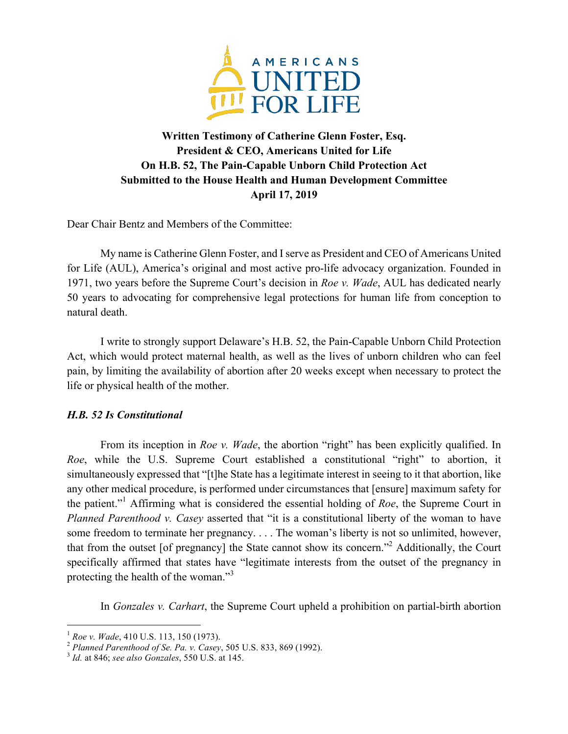AMERICANS UNITED FOR LIFE

**Written Testimony of Catherine Glenn Foster, Esq.**
**President & CEO, Americans United for Life**
**On H.B. 52, The Pain-Capable Unborn Child Protection Act**
**Submitted to the House Health and Human Development Committee**
**April 17, 2019**

Dear Chair Bentz and Members of the Committee:

My name is Catherine Glenn Foster, and I serve as President and CEO of Americans United for Life (AUL), America's original and most active pro-life advocacy organization. Founded in 1971, two years before the Supreme Court's decision in *Roe v. Wade*, AUL has dedicated nearly 50 years to advocating for comprehensive legal protections for human life from conception to natural death.

I write to strongly support Delaware's H.B. 52, the Pain-Capable Unborn Child Protection Act, which would protect maternal health, as well as the lives of unborn children who can feel pain, by limiting the availability of abortion after 20 weeks except when necessary to protect the life or physical health of the mother.

### *H.B. 52 Is Constitutional*

From its inception in *Roe v. Wade*, the abortion "right" has been explicitly qualified. In *Roe*, while the U.S. Supreme Court established a constitutional "right" to abortion, it simultaneously expressed that "[t]he State has a legitimate interest in seeing to it that abortion, like any other medical procedure, is performed under circumstances that [ensure] maximum safety for the patient."[1] Affirming what is considered the essential holding of *Roe*, the Supreme Court in *Planned Parenthood v. Casey* asserted that "it is a constitutional liberty of the woman to have some freedom to terminate her pregnancy. . . . The woman's liberty is not so unlimited, however, that from the outset [of pregnancy] the State cannot show its concern."[2] Additionally, the Court specifically affirmed that states have "legitimate interests from the outset of the pregnancy in protecting the health of the woman."[3]

In *Gonzales v. Carhart*, the Supreme Court upheld a prohibition on partial-birth abortion

---

[1] *Roe v. Wade*, 410 U.S. 113, 150 (1973).
[2] *Planned Parenthood of Se. Pa. v. Casey*, 505 U.S. 833, 869 (1992).
[3] *Id.* at 846; *see also Gonzales*, 550 U.S. at 145.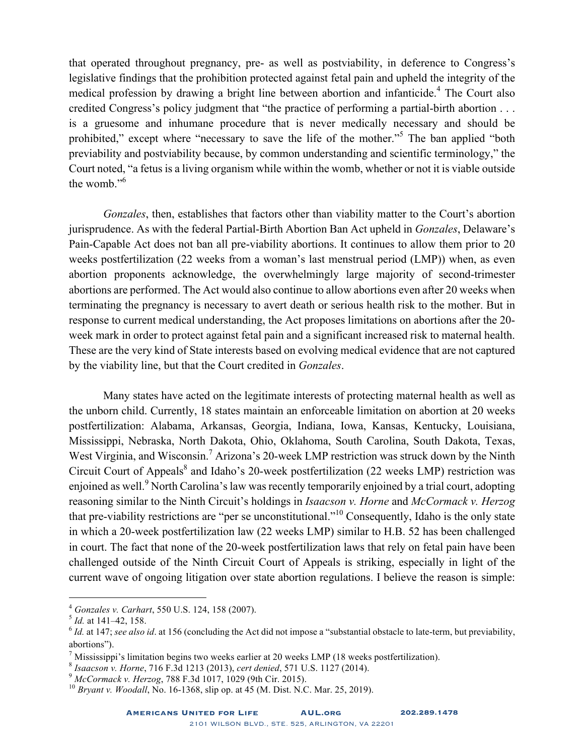that operated throughout pregnancy, pre- as well as postviability, in deference to Congress's legislative findings that the prohibition protected against fetal pain and upheld the integrity of the medical profession by drawing a bright line between abortion and infanticide.[4] The Court also credited Congress's policy judgment that "the practice of performing a partial-birth abortion . . . is a gruesome and inhumane procedure that is never medically necessary and should be prohibited," except where "necessary to save the life of the mother."[5] The ban applied "both previability and postviability because, by common understanding and scientific terminology," the Court noted, "a fetus is a living organism while within the womb, whether or not it is viable outside the womb."[6]

*Gonzales*, then, establishes that factors other than viability matter to the Court's abortion jurisprudence. As with the federal Partial-Birth Abortion Ban Act upheld in *Gonzales*, Delaware's Pain-Capable Act does not ban all pre-viability abortions. It continues to allow them prior to 20 weeks postfertilization (22 weeks from a woman's last menstrual period (LMP)) when, as even abortion proponents acknowledge, the overwhelmingly large majority of second-trimester abortions are performed. The Act would also continue to allow abortions even after 20 weeks when terminating the pregnancy is necessary to avert death or serious health risk to the mother. But in response to current medical understanding, the Act proposes limitations on abortions after the 20-week mark in order to protect against fetal pain and a significant increased risk to maternal health. These are the very kind of State interests based on evolving medical evidence that are not captured by the viability line, but that the Court credited in *Gonzales*.

Many states have acted on the legitimate interests of protecting maternal health as well as the unborn child. Currently, 18 states maintain an enforceable limitation on abortion at 20 weeks postfertilization: Alabama, Arkansas, Georgia, Indiana, Iowa, Kansas, Kentucky, Louisiana, Mississippi, Nebraska, North Dakota, Ohio, Oklahoma, South Carolina, South Dakota, Texas, West Virginia, and Wisconsin.[7] Arizona's 20-week LMP restriction was struck down by the Ninth Circuit Court of Appeals[8] and Idaho's 20-week postfertilization (22 weeks LMP) restriction was enjoined as well.[9] North Carolina's law was recently temporarily enjoined by a trial court, adopting reasoning similar to the Ninth Circuit's holdings in *Isaacson v. Horne* and *McCormack v. Herzog* that pre-viability restrictions are "per se unconstitutional."[10] Consequently, Idaho is the only state in which a 20-week postfertilization law (22 weeks LMP) similar to H.B. 52 has been challenged in court. The fact that none of the 20-week postfertilization laws that rely on fetal pain have been challenged outside of the Ninth Circuit Court of Appeals is striking, especially in light of the current wave of ongoing litigation over state abortion regulations. I believe the reason is simple:

---

[4] *Gonzales v. Carhart*, 550 U.S. 124, 158 (2007).

[5] *Id.* at 141–42, 158.

[6] *Id.* at 147; *see also id*. at 156 (concluding the Act did not impose a "substantial obstacle to late-term, but previability, abortions").

[7] Mississippi's limitation begins two weeks earlier at 20 weeks LMP (18 weeks postfertilization).

[8] *Isaacson v. Horne*, 716 F.3d 1213 (2013), *cert denied*, 571 U.S. 1127 (2014).

[9] *McCormack v. Herzog*, 788 F.3d 1017, 1029 (9th Cir. 2015).

[10] *Bryant v. Woodall*, No. 16-1368, slip op. at 45 (M. Dist. N.C. Mar. 25, 2019).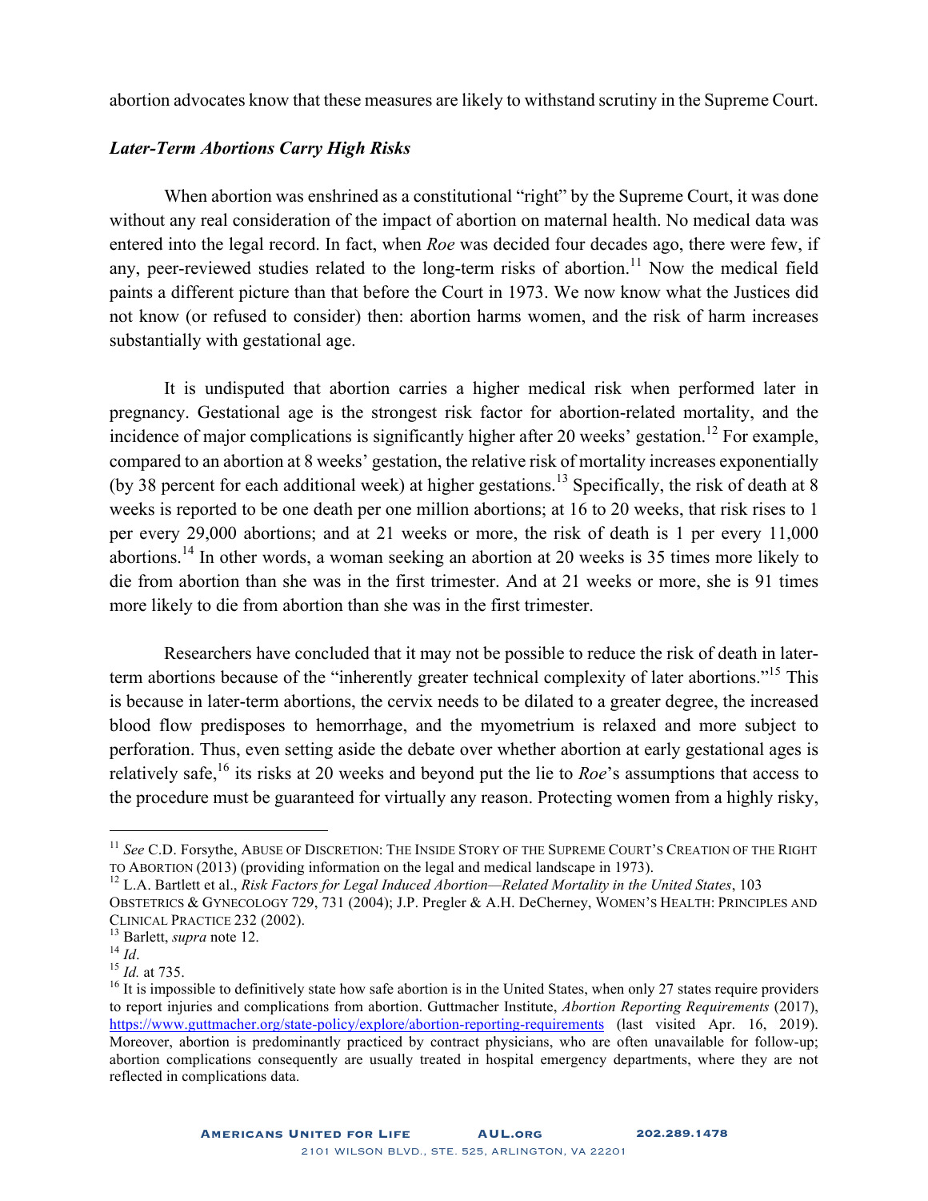abortion advocates know that these measures are likely to withstand scrutiny in the Supreme Court.

### *Later-Term Abortions Carry High Risks*

When abortion was enshrined as a constitutional "right" by the Supreme Court, it was done without any real consideration of the impact of abortion on maternal health. No medical data was entered into the legal record. In fact, when *Roe* was decided four decades ago, there were few, if any, peer-reviewed studies related to the long-term risks of abortion.[11] Now the medical field paints a different picture than that before the Court in 1973. We now know what the Justices did not know (or refused to consider) then: abortion harms women, and the risk of harm increases substantially with gestational age.

It is undisputed that abortion carries a higher medical risk when performed later in pregnancy. Gestational age is the strongest risk factor for abortion-related mortality, and the incidence of major complications is significantly higher after 20 weeks' gestation.[12] For example, compared to an abortion at 8 weeks' gestation, the relative risk of mortality increases exponentially (by 38 percent for each additional week) at higher gestations.[13] Specifically, the risk of death at 8 weeks is reported to be one death per one million abortions; at 16 to 20 weeks, that risk rises to 1 per every 29,000 abortions; and at 21 weeks or more, the risk of death is 1 per every 11,000 abortions.[14] In other words, a woman seeking an abortion at 20 weeks is 35 times more likely to die from abortion than she was in the first trimester. And at 21 weeks or more, she is 91 times more likely to die from abortion than she was in the first trimester.

Researchers have concluded that it may not be possible to reduce the risk of death in later-term abortions because of the "inherently greater technical complexity of later abortions."[15] This is because in later-term abortions, the cervix needs to be dilated to a greater degree, the increased blood flow predisposes to hemorrhage, and the myometrium is relaxed and more subject to perforation. Thus, even setting aside the debate over whether abortion at early gestational ages is relatively safe,[16] its risks at 20 weeks and beyond put the lie to *Roe*'s assumptions that access to the procedure must be guaranteed for virtually any reason. Protecting women from a highly risky,

---

[11] *See* C.D. Forsythe, ABUSE OF DISCRETION: THE INSIDE STORY OF THE SUPREME COURT'S CREATION OF THE RIGHT TO ABORTION (2013) (providing information on the legal and medical landscape in 1973).

[12] L.A. Bartlett et al., *Risk Factors for Legal Induced Abortion—Related Mortality in the United States*, 103 OBSTETRICS & GYNECOLOGY 729, 731 (2004); J.P. Pregler & A.H. DeCherney, WOMEN'S HEALTH: PRINCIPLES AND CLINICAL PRACTICE 232 (2002).

[13] Barlett, *supra* note 12.

[14] *Id*.

[15] *Id.* at 735.

[16] It is impossible to definitively state how safe abortion is in the United States, when only 27 states require providers to report injuries and complications from abortion. Guttmacher Institute, *Abortion Reporting Requirements* (2017), https://www.guttmacher.org/state-policy/explore/abortion-reporting-requirements (last visited Apr. 16, 2019). Moreover, abortion is predominantly practiced by contract physicians, who are often unavailable for follow-up; abortion complications consequently are usually treated in hospital emergency departments, where they are not reflected in complications data.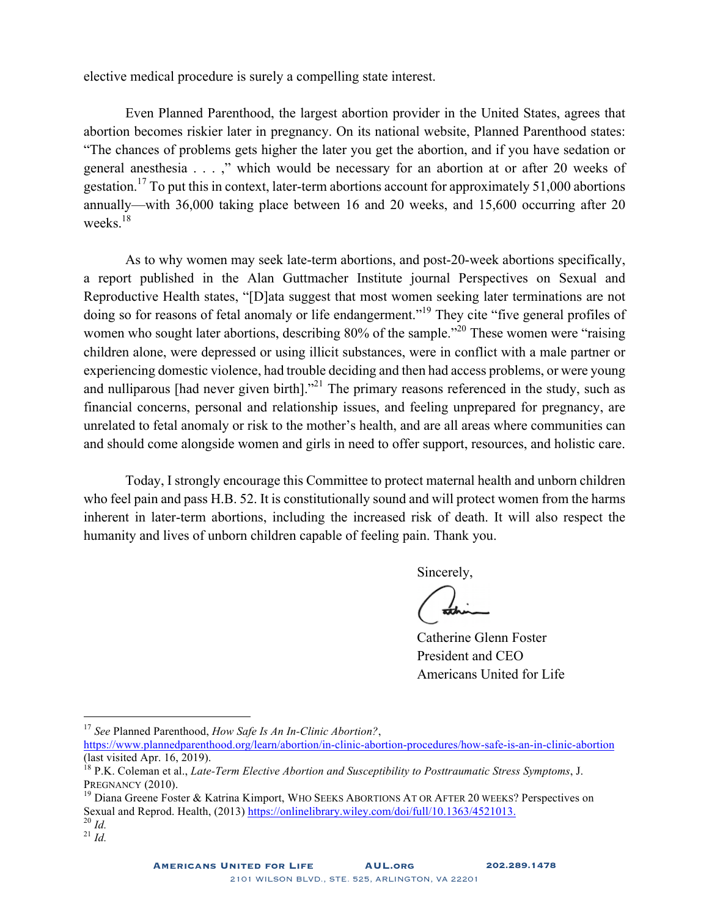elective medical procedure is surely a compelling state interest.

Even Planned Parenthood, the largest abortion provider in the United States, agrees that abortion becomes riskier later in pregnancy. On its national website, Planned Parenthood states: "The chances of problems gets higher the later you get the abortion, and if you have sedation or general anesthesia . . . ," which would be necessary for an abortion at or after 20 weeks of gestation.[17] To put this in context, later-term abortions account for approximately 51,000 abortions annually—with 36,000 taking place between 16 and 20 weeks, and 15,600 occurring after 20 weeks.[18]

As to why women may seek late-term abortions, and post-20-week abortions specifically, a report published in the Alan Guttmacher Institute journal Perspectives on Sexual and Reproductive Health states, "[D]ata suggest that most women seeking later terminations are not doing so for reasons of fetal anomaly or life endangerment."[19] They cite "five general profiles of women who sought later abortions, describing 80% of the sample."[20] These women were "raising children alone, were depressed or using illicit substances, were in conflict with a male partner or experiencing domestic violence, had trouble deciding and then had access problems, or were young and nulliparous [had never given birth]."[21] The primary reasons referenced in the study, such as financial concerns, personal and relationship issues, and feeling unprepared for pregnancy, are unrelated to fetal anomaly or risk to the mother's health, and are all areas where communities can and should come alongside women and girls in need to offer support, resources, and holistic care.

Today, I strongly encourage this Committee to protect maternal health and unborn children who feel pain and pass H.B. 52. It is constitutionally sound and will protect women from the harms inherent in later-term abortions, including the increased risk of death. It will also respect the humanity and lives of unborn children capable of feeling pain. Thank you.

Sincerely,

Catherine Glenn Foster
President and CEO
Americans United for Life

---

[17] *See* Planned Parenthood, *How Safe Is An In-Clinic Abortion?*, https://www.plannedparenthood.org/learn/abortion/in-clinic-abortion-procedures/how-safe-is-an-in-clinic-abortion (last visited Apr. 16, 2019).

[18] P.K. Coleman et al., *Late-Term Elective Abortion and Susceptibility to Posttraumatic Stress Symptoms*, J. PREGNANCY (2010).

[19] Diana Greene Foster & Katrina Kimport, WHO SEEKS ABORTIONS AT OR AFTER 20 WEEKS? Perspectives on Sexual and Reprod. Health, (2013) https://onlinelibrary.wiley.com/doi/full/10.1363/4521013.

[20] *Id.*

[21] *Id.*